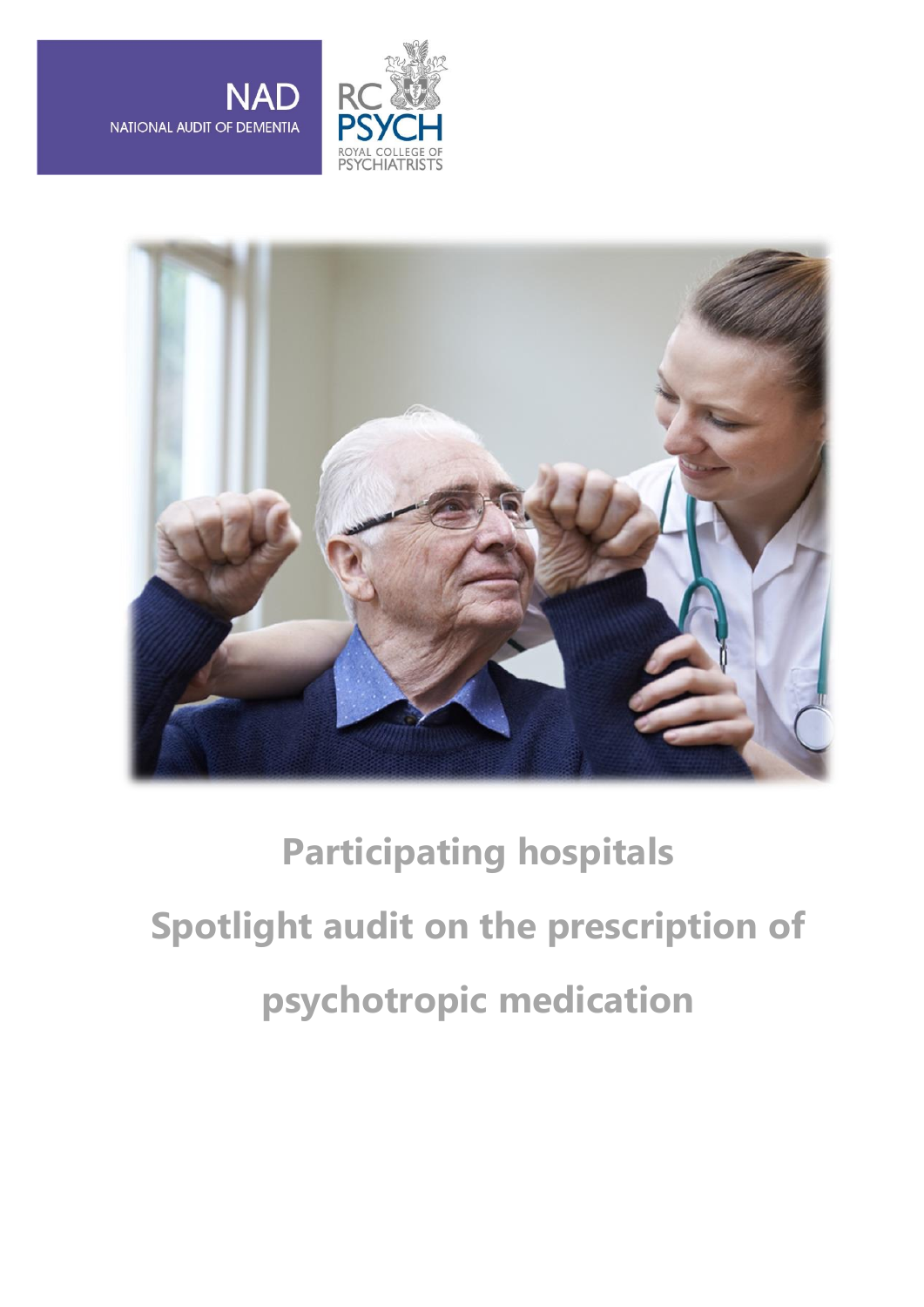NAD
NATIONAL AUDIT OF DEMENTIA

RC PSYCH
ROYAL COLLEGE OF PSYCHIATRISTS

# Participating hospitals

# Spotlight audit on the prescription of psychotropic medication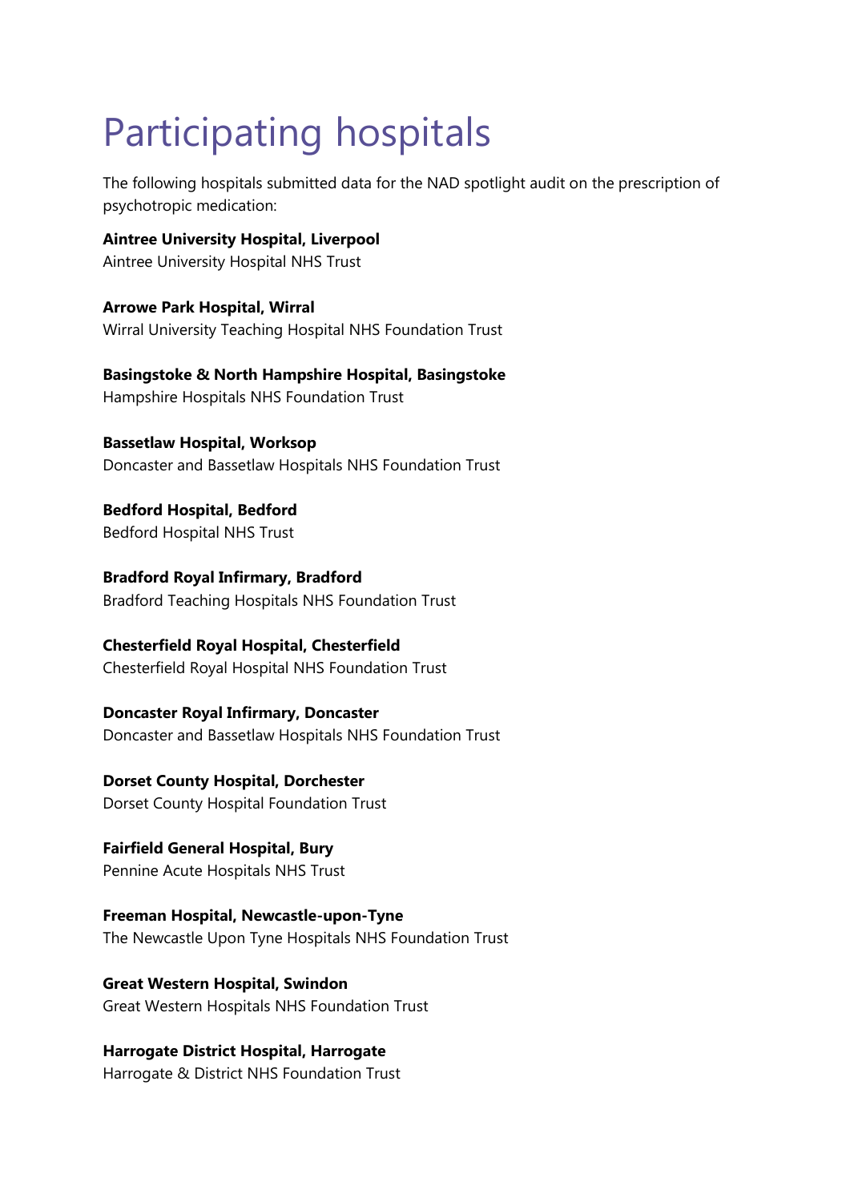# Participating hospitals

The following hospitals submitted data for the NAD spotlight audit on the prescription of psychotropic medication:

**Aintree University Hospital, Liverpool**
Aintree University Hospital NHS Trust

**Arrowe Park Hospital, Wirral**
Wirral University Teaching Hospital NHS Foundation Trust

**Basingstoke & North Hampshire Hospital, Basingstoke**
Hampshire Hospitals NHS Foundation Trust

**Bassetlaw Hospital, Worksop**
Doncaster and Bassetlaw Hospitals NHS Foundation Trust

**Bedford Hospital, Bedford**
Bedford Hospital NHS Trust

**Bradford Royal Infirmary, Bradford**
Bradford Teaching Hospitals NHS Foundation Trust

**Chesterfield Royal Hospital, Chesterfield**
Chesterfield Royal Hospital NHS Foundation Trust

**Doncaster Royal Infirmary, Doncaster**
Doncaster and Bassetlaw Hospitals NHS Foundation Trust

**Dorset County Hospital, Dorchester**
Dorset County Hospital Foundation Trust

**Fairfield General Hospital, Bury**
Pennine Acute Hospitals NHS Trust

**Freeman Hospital, Newcastle-upon-Tyne**
The Newcastle Upon Tyne Hospitals NHS Foundation Trust

**Great Western Hospital, Swindon**
Great Western Hospitals NHS Foundation Trust

**Harrogate District Hospital, Harrogate**
Harrogate & District NHS Foundation Trust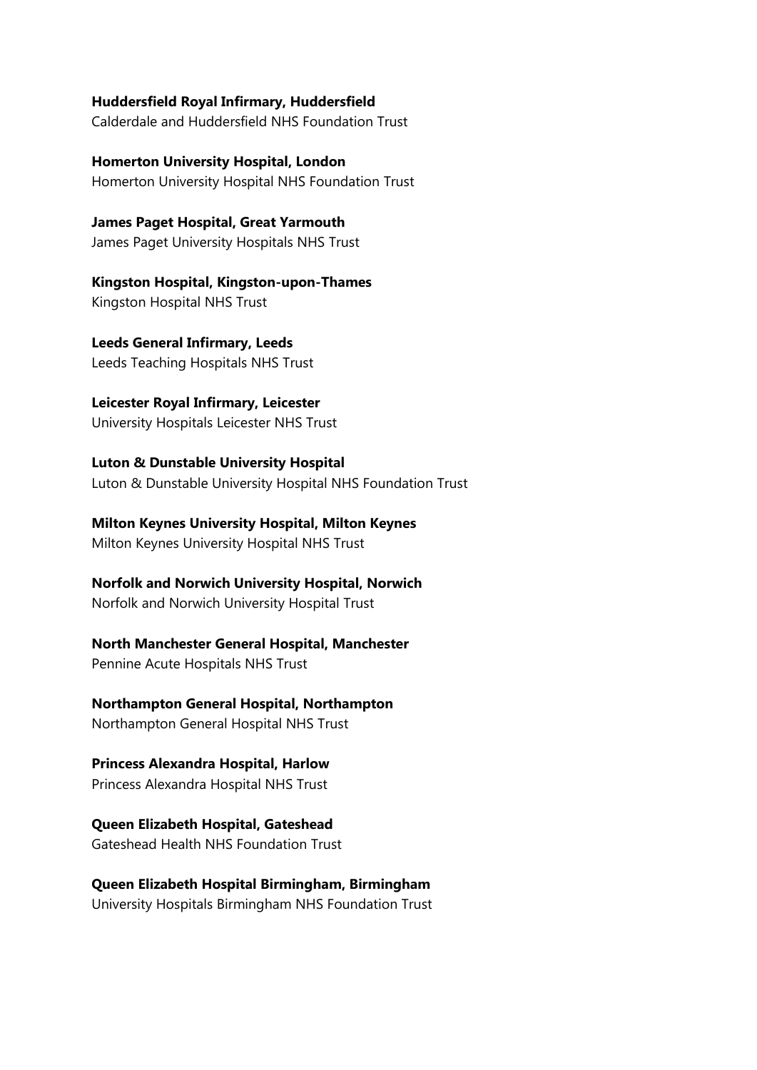**Huddersfield Royal Infirmary, Huddersfield**
Calderdale and Huddersfield NHS Foundation Trust

**Homerton University Hospital, London**
Homerton University Hospital NHS Foundation Trust

**James Paget Hospital, Great Yarmouth**
James Paget University Hospitals NHS Trust

**Kingston Hospital, Kingston-upon-Thames**
Kingston Hospital NHS Trust

**Leeds General Infirmary, Leeds**
Leeds Teaching Hospitals NHS Trust

**Leicester Royal Infirmary, Leicester**
University Hospitals Leicester NHS Trust

**Luton & Dunstable University Hospital**
Luton & Dunstable University Hospital NHS Foundation Trust

**Milton Keynes University Hospital, Milton Keynes**
Milton Keynes University Hospital NHS Trust

**Norfolk and Norwich University Hospital, Norwich**
Norfolk and Norwich University Hospital Trust

**North Manchester General Hospital, Manchester**
Pennine Acute Hospitals NHS Trust

**Northampton General Hospital, Northampton**
Northampton General Hospital NHS Trust

**Princess Alexandra Hospital, Harlow**
Princess Alexandra Hospital NHS Trust

**Queen Elizabeth Hospital, Gateshead**
Gateshead Health NHS Foundation Trust

**Queen Elizabeth Hospital Birmingham, Birmingham**
University Hospitals Birmingham NHS Foundation Trust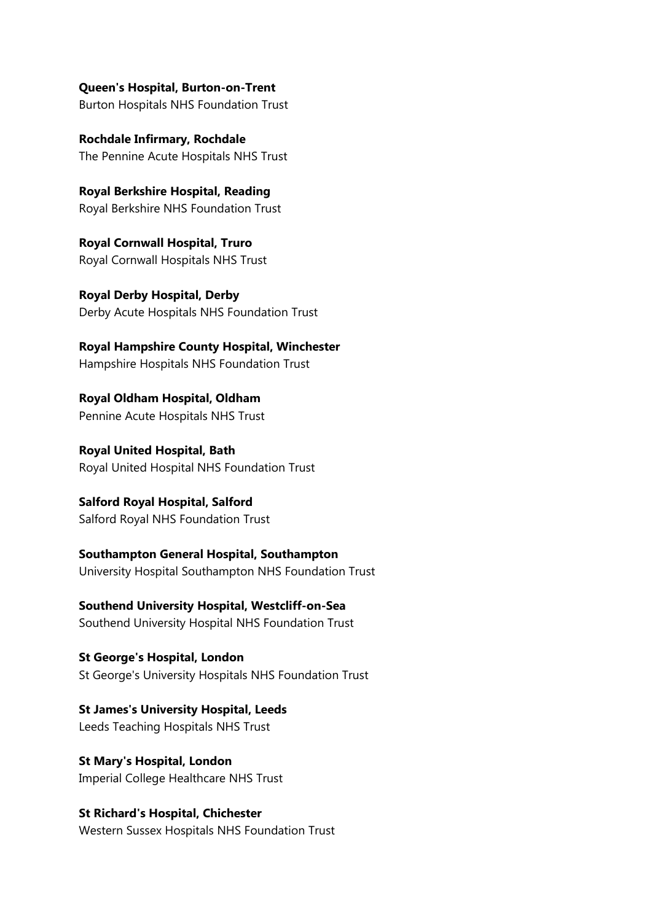**Queen's Hospital, Burton-on-Trent**
Burton Hospitals NHS Foundation Trust

**Rochdale Infirmary, Rochdale**
The Pennine Acute Hospitals NHS Trust

**Royal Berkshire Hospital, Reading**
Royal Berkshire NHS Foundation Trust

**Royal Cornwall Hospital, Truro**
Royal Cornwall Hospitals NHS Trust

**Royal Derby Hospital, Derby**
Derby Acute Hospitals NHS Foundation Trust

**Royal Hampshire County Hospital, Winchester**
Hampshire Hospitals NHS Foundation Trust

**Royal Oldham Hospital, Oldham**
Pennine Acute Hospitals NHS Trust

**Royal United Hospital, Bath**
Royal United Hospital NHS Foundation Trust

**Salford Royal Hospital, Salford**
Salford Royal NHS Foundation Trust

**Southampton General Hospital, Southampton**
University Hospital Southampton NHS Foundation Trust

**Southend University Hospital, Westcliff-on-Sea**
Southend University Hospital NHS Foundation Trust

**St George's Hospital, London**
St George's University Hospitals NHS Foundation Trust

**St James's University Hospital, Leeds**
Leeds Teaching Hospitals NHS Trust

**St Mary's Hospital, London**
Imperial College Healthcare NHS Trust

**St Richard's Hospital, Chichester**
Western Sussex Hospitals NHS Foundation Trust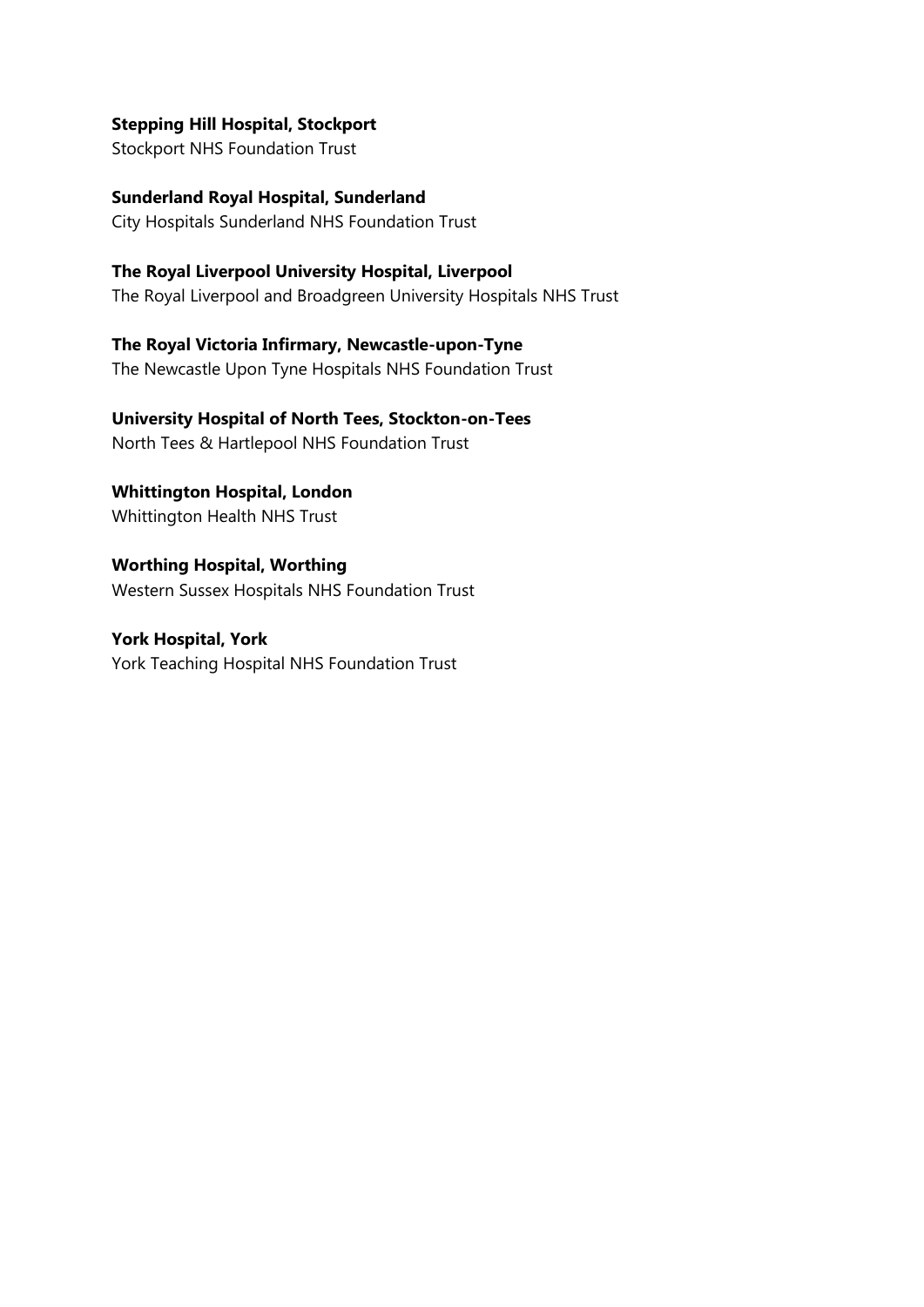**Stepping Hill Hospital, Stockport**
Stockport NHS Foundation Trust

**Sunderland Royal Hospital, Sunderland**
City Hospitals Sunderland NHS Foundation Trust

**The Royal Liverpool University Hospital, Liverpool**
The Royal Liverpool and Broadgreen University Hospitals NHS Trust

**The Royal Victoria Infirmary, Newcastle-upon-Tyne**
The Newcastle Upon Tyne Hospitals NHS Foundation Trust

**University Hospital of North Tees, Stockton-on-Tees**
North Tees & Hartlepool NHS Foundation Trust

**Whittington Hospital, London**
Whittington Health NHS Trust

**Worthing Hospital, Worthing**
Western Sussex Hospitals NHS Foundation Trust

**York Hospital, York**
York Teaching Hospital NHS Foundation Trust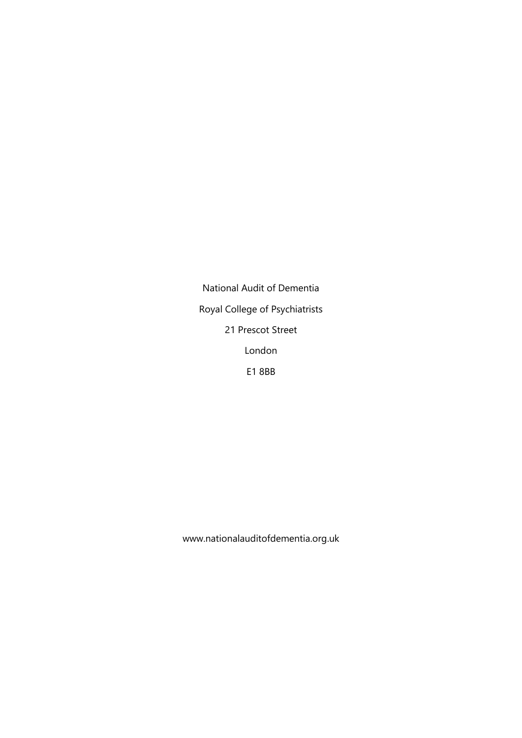National Audit of Dementia

Royal College of Psychiatrists

21 Prescot Street

London

E1 8BB

www.nationalauditofdementia.org.uk